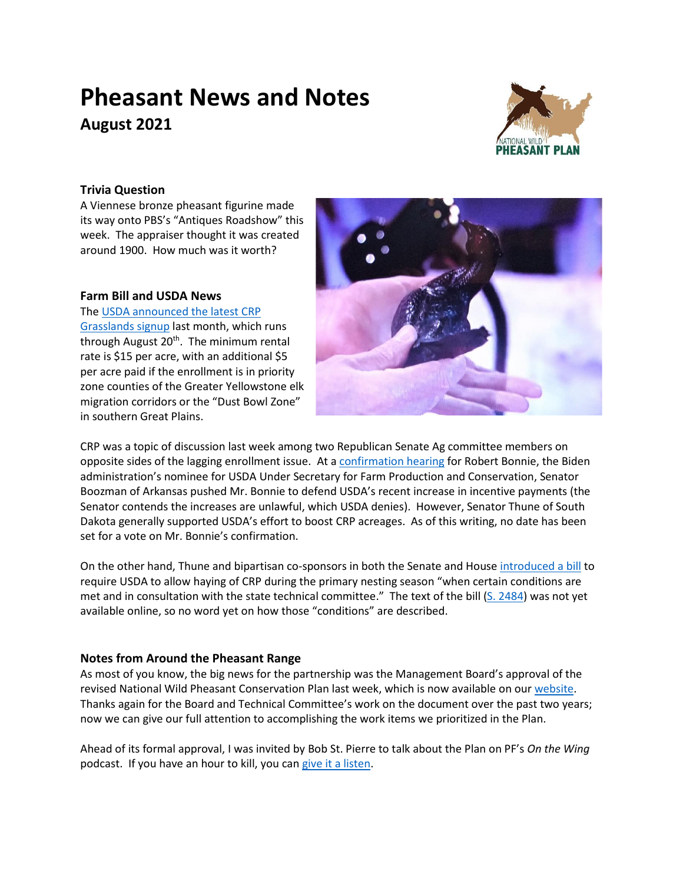# Pheasant News and Notes

## August 2021

### Trivia Question

A Viennese bronze pheasant figurine made its way onto PBS's "Antiques Roadshow" this week. The appraiser thought it was created around 1900. How much was it worth?

### Farm Bill and USDA News

The USDA announced the latest CRP Grasslands signup last month, which runs through August 20th. The minimum rental rate is $15 per acre, with an additional $5 per acre paid if the enrollment is in priority zone counties of the Greater Yellowstone elk migration corridors or the "Dust Bowl Zone" in southern Great Plains.

CRP was a topic of discussion last week among two Republican Senate Ag committee members on opposite sides of the lagging enrollment issue. At a confirmation hearing for Robert Bonnie, the Biden administration's nominee for USDA Under Secretary for Farm Production and Conservation, Senator Boozman of Arkansas pushed Mr. Bonnie to defend USDA's recent increase in incentive payments (the Senator contends the increases are unlawful, which USDA denies). However, Senator Thune of South Dakota generally supported USDA's effort to boost CRP acreages. As of this writing, no date has been set for a vote on Mr. Bonnie's confirmation.

On the other hand, Thune and bipartisan co-sponsors in both the Senate and House introduced a bill to require USDA to allow haying of CRP during the primary nesting season "when certain conditions are met and in consultation with the state technical committee." The text of the bill (S. 2484) was not yet available online, so no word yet on how those "conditions" are described.

### Notes from Around the Pheasant Range

As most of you know, the big news for the partnership was the Management Board's approval of the revised National Wild Pheasant Conservation Plan last week, which is now available on our website. Thanks again for the Board and Technical Committee's work on the document over the past two years; now we can give our full attention to accomplishing the work items we prioritized in the Plan.

Ahead of its formal approval, I was invited by Bob St. Pierre to talk about the Plan on PF's *On the Wing* podcast. If you have an hour to kill, you can give it a listen.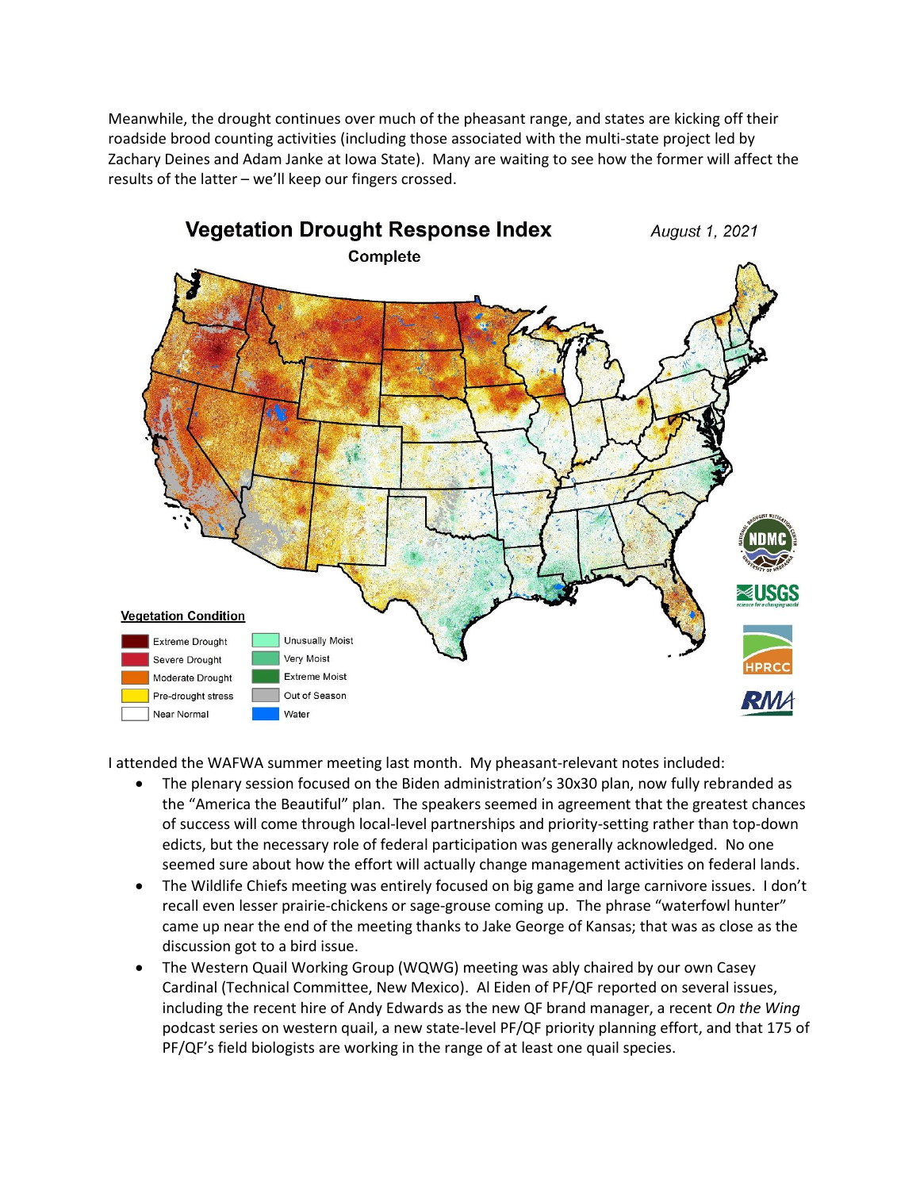Meanwhile, the drought continues over much of the pheasant range, and states are kicking off their roadside brood counting activities (including those associated with the multi-state project led by Zachary Deines and Adam Janke at Iowa State). Many are waiting to see how the former will affect the results of the latter – we'll keep our fingers crossed.

I attended the WAFWA summer meeting last month. My pheasant-relevant notes included:

- The plenary session focused on the Biden administration's 30x30 plan, now fully rebranded as the "America the Beautiful" plan. The speakers seemed in agreement that the greatest chances of success will come through local-level partnerships and priority-setting rather than top-down edicts, but the necessary role of federal participation was generally acknowledged. No one seemed sure about how the effort will actually change management activities on federal lands.
- The Wildlife Chiefs meeting was entirely focused on big game and large carnivore issues. I don't recall even lesser prairie-chickens or sage-grouse coming up. The phrase "waterfowl hunter" came up near the end of the meeting thanks to Jake George of Kansas; that was as close as the discussion got to a bird issue.
- The Western Quail Working Group (WQWG) meeting was ably chaired by our own Casey Cardinal (Technical Committee, New Mexico). Al Eiden of PF/QF reported on several issues, including the recent hire of Andy Edwards as the new QF brand manager, a recent *On the Wing* podcast series on western quail, a new state-level PF/QF priority planning effort, and that 175 of PF/QF's field biologists are working in the range of at least one quail species.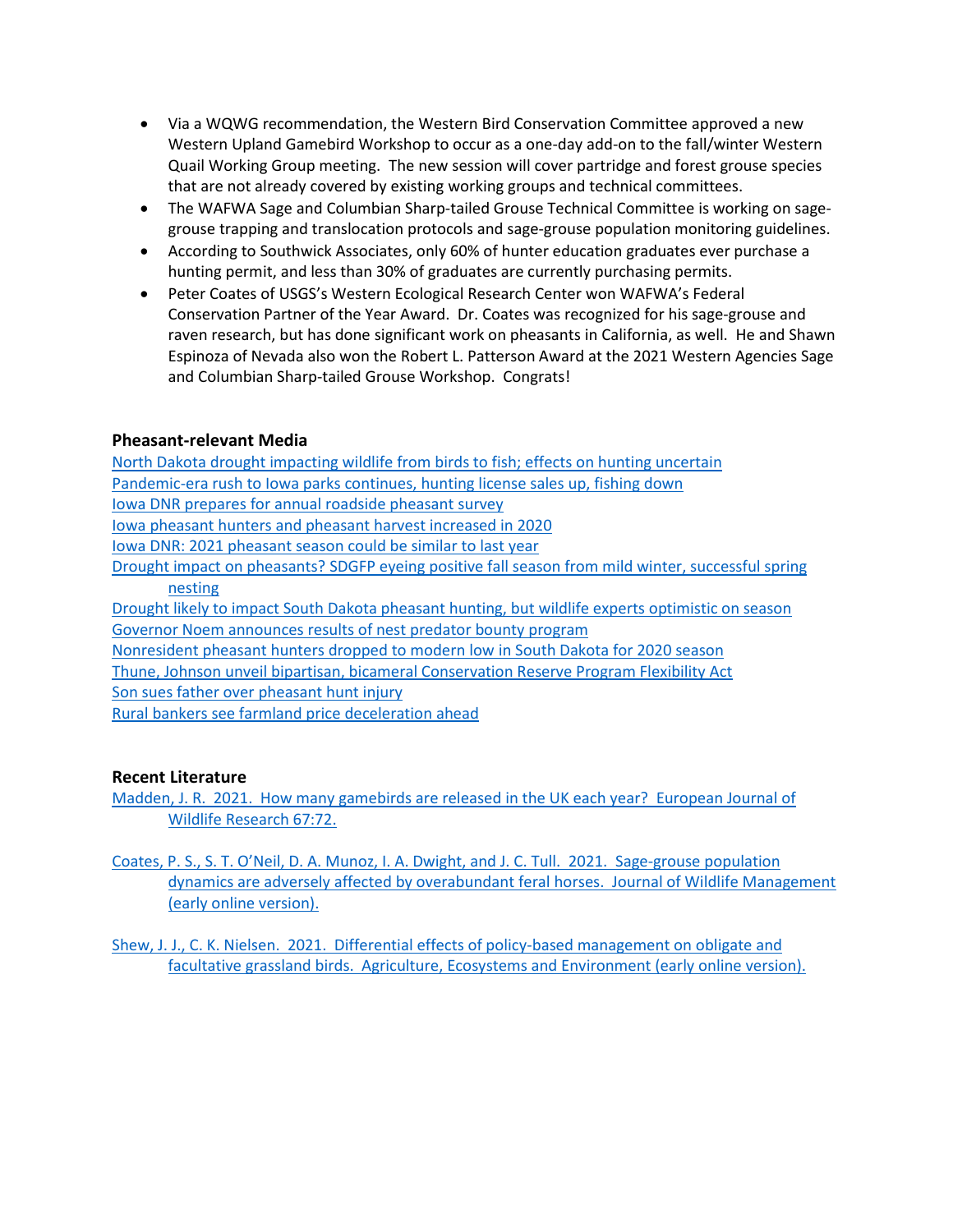- Via a WQWG recommendation, the Western Bird Conservation Committee approved a new Western Upland Gamebird Workshop to occur as a one-day add-on to the fall/winter Western Quail Working Group meeting. The new session will cover partridge and forest grouse species that are not already covered by existing working groups and technical committees.
- The WAFWA Sage and Columbian Sharp-tailed Grouse Technical Committee is working on sage-grouse trapping and translocation protocols and sage-grouse population monitoring guidelines.
- According to Southwick Associates, only 60% of hunter education graduates ever purchase a hunting permit, and less than 30% of graduates are currently purchasing permits.
- Peter Coates of USGS's Western Ecological Research Center won WAFWA's Federal Conservation Partner of the Year Award. Dr. Coates was recognized for his sage-grouse and raven research, but has done significant work on pheasants in California, as well. He and Shawn Espinoza of Nevada also won the Robert L. Patterson Award at the 2021 Western Agencies Sage and Columbian Sharp-tailed Grouse Workshop. Congrats!

### Pheasant-relevant Media

North Dakota drought impacting wildlife from birds to fish; effects on hunting uncertain
Pandemic-era rush to Iowa parks continues, hunting license sales up, fishing down
Iowa DNR prepares for annual roadside pheasant survey
Iowa pheasant hunters and pheasant harvest increased in 2020
Iowa DNR: 2021 pheasant season could be similar to last year
Drought impact on pheasants? SDGFP eyeing positive fall season from mild winter, successful spring nesting
Drought likely to impact South Dakota pheasant hunting, but wildlife experts optimistic on season
Governor Noem announces results of nest predator bounty program
Nonresident pheasant hunters dropped to modern low in South Dakota for 2020 season
Thune, Johnson unveil bipartisan, bicameral Conservation Reserve Program Flexibility Act
Son sues father over pheasant hunt injury
Rural bankers see farmland price deceleration ahead

### Recent Literature

Madden, J. R. 2021. How many gamebirds are released in the UK each year? European Journal of Wildlife Research 67:72.

Coates, P. S., S. T. O'Neil, D. A. Munoz, I. A. Dwight, and J. C. Tull. 2021. Sage-grouse population dynamics are adversely affected by overabundant feral horses. Journal of Wildlife Management (early online version).

Shew, J. J., C. K. Nielsen. 2021. Differential effects of policy-based management on obligate and facultative grassland birds. Agriculture, Ecosystems and Environment (early online version).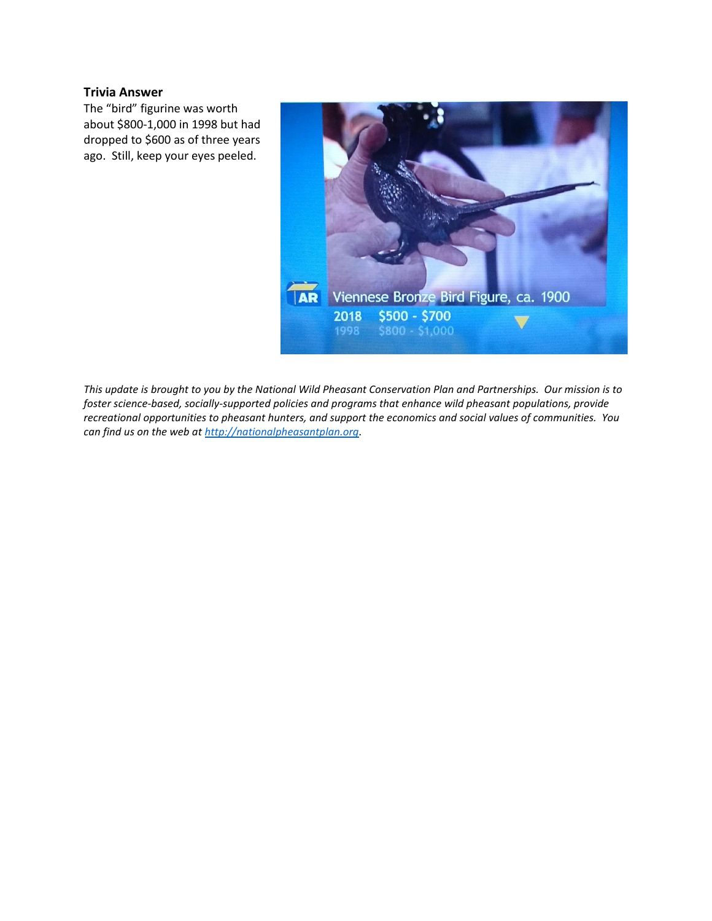**Trivia Answer**

The "bird" figurine was worth about $800-1,000 in 1998 but had dropped to $600 as of three years ago. Still, keep your eyes peeled.

*This update is brought to you by the National Wild Pheasant Conservation Plan and Partnerships. Our mission is to foster science-based, socially-supported policies and programs that enhance wild pheasant populations, provide recreational opportunities to pheasant hunters, and support the economics and social values of communities. You can find us on the web at [http://nationalpheasantplan.org](http://nationalpheasantplan.org).*